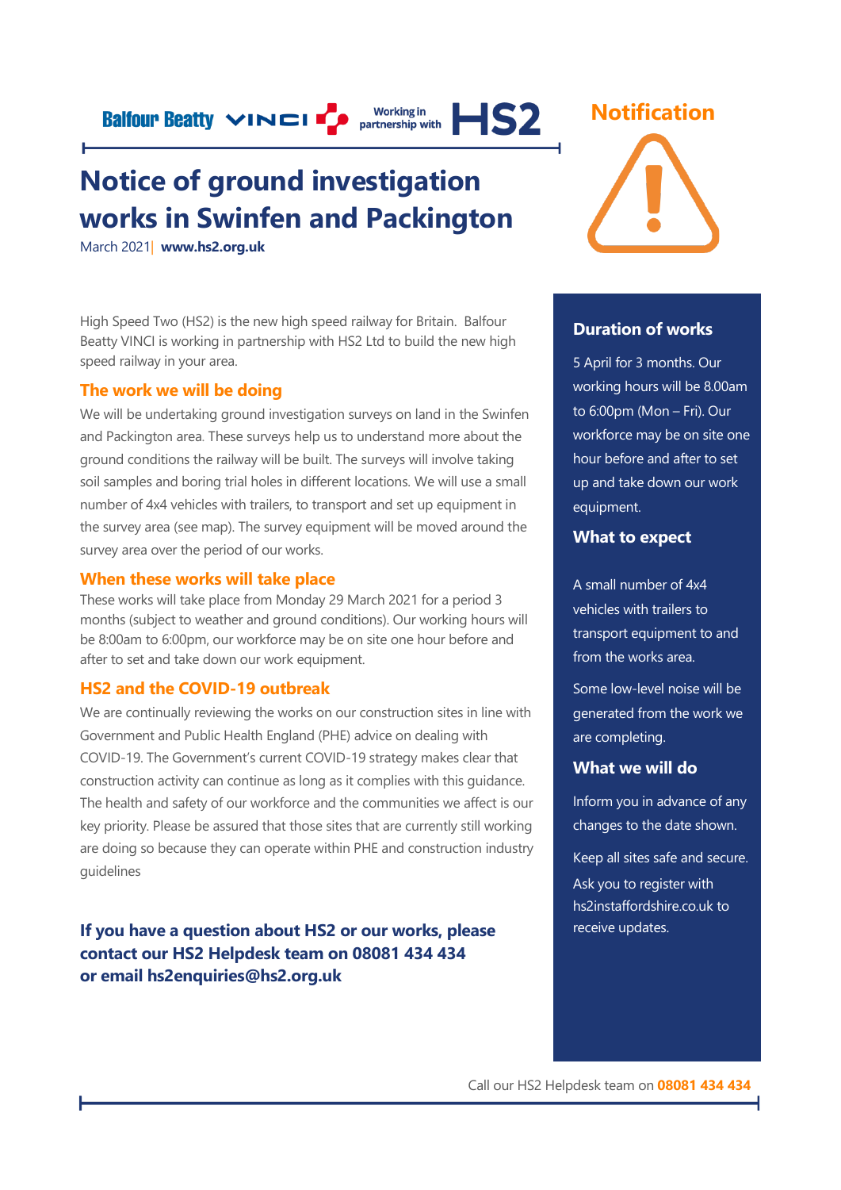Balfour Beatty VINCI Working in partnership with HS2

# Notice of ground investigation works in Swinfen and Packington

March 2021 | **www.hs2.org.uk**

**Notification**

High Speed Two (HS2) is the new high speed railway for Britain. Balfour Beatty VINCI is working in partnership with HS2 Ltd to build the new high speed railway in your area.

## The work we will be doing

We will be undertaking ground investigation surveys on land in the Swinfen and Packington area. These surveys help us to understand more about the ground conditions the railway will be built. The surveys will involve taking soil samples and boring trial holes in different locations. We will use a small number of 4x4 vehicles with trailers, to transport and set up equipment in the survey area (see map). The survey equipment will be moved around the survey area over the period of our works.

## When these works will take place

These works will take place from Monday 29 March 2021 for a period 3 months (subject to weather and ground conditions). Our working hours will be 8:00am to 6:00pm, our workforce may be on site one hour before and after to set and take down our work equipment.

## HS2 and the COVID-19 outbreak

We are continually reviewing the works on our construction sites in line with Government and Public Health England (PHE) advice on dealing with COVID-19. The Government's current COVID-19 strategy makes clear that construction activity can continue as long as it complies with this guidance. The health and safety of our workforce and the communities we affect is our key priority. Please be assured that those sites that are currently still working are doing so because they can operate within PHE and construction industry guidelines

**If you have a question about HS2 or our works, please contact our HS2 Helpdesk team on 08081 434 434 or email hs2enquiries@hs2.org.uk**

### Duration of works

5 April for 3 months. Our working hours will be 8.00am to 6:00pm (Mon – Fri). Our workforce may be on site one hour before and after to set up and take down our work equipment.

### What to expect

A small number of 4x4 vehicles with trailers to transport equipment to and from the works area.

Some low-level noise will be generated from the work we are completing.

### What we will do

Inform you in advance of any changes to the date shown.

Keep all sites safe and secure.

Ask you to register with hs2instaffordshire.co.uk to receive updates.

Call our HS2 Helpdesk team on **08081 434 434**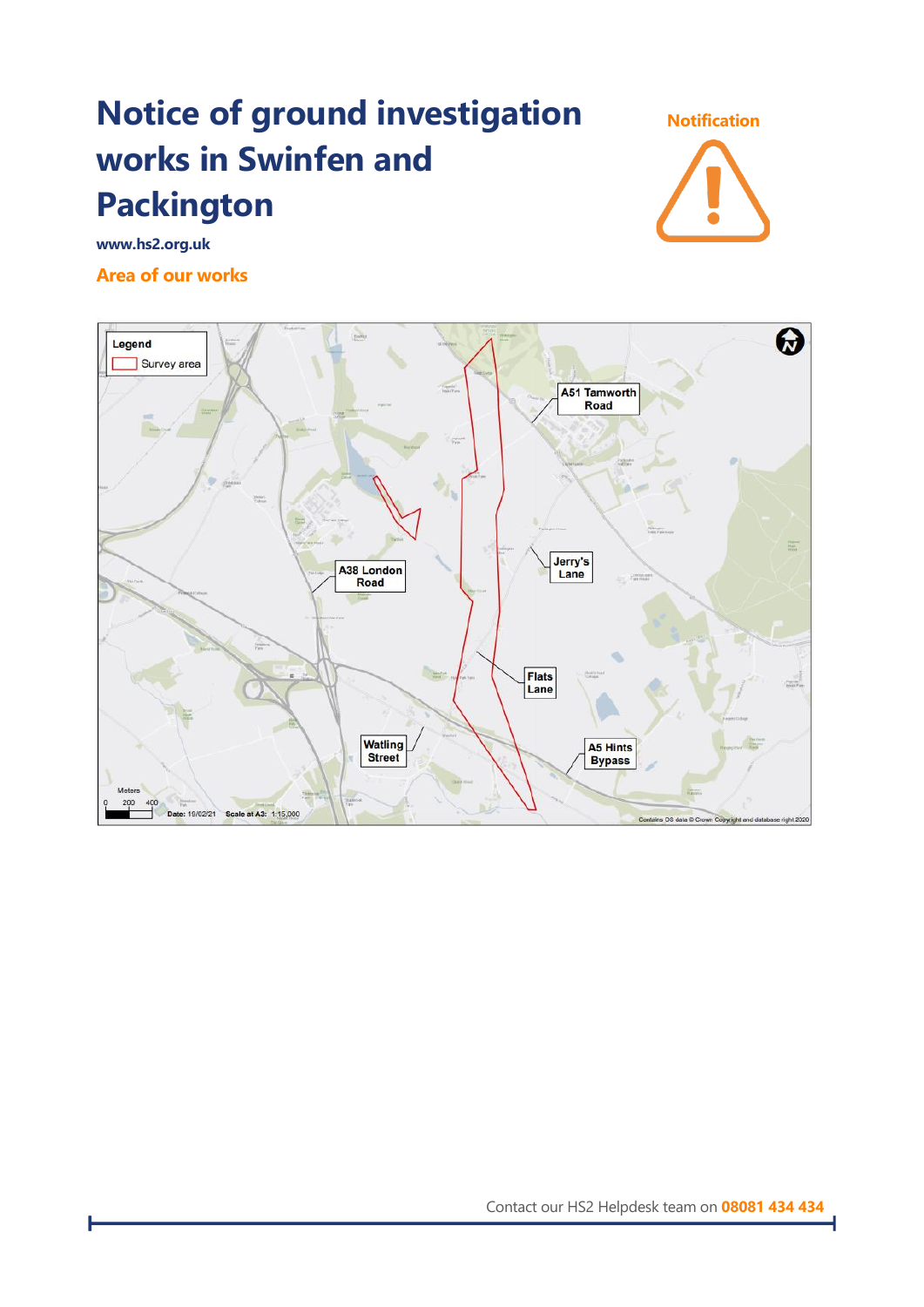# Notice of ground investigation works in Swinfen and Packington

**Notification**

**www.hs2.org.uk**

## Area of our works

Legend

Survey area

A51 Tamworth Road

Jerry's Lane

A38 London Road

Flats Lane

Watling Street

A5 Hints Bypass

Meters

0 200 400

Date: 19/02/21 Scale at A3: 1:15,000

Contains OS data © Crown Copyright and database right 2020

Contact our HS2 Helpdesk team on **08081 434 434**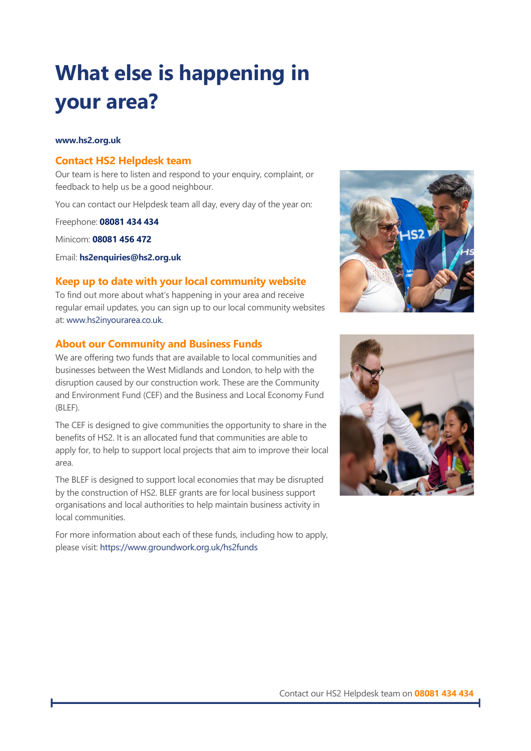# What else is happening in your area?

**www.hs2.org.uk**

## Contact HS2 Helpdesk team

Our team is here to listen and respond to your enquiry, complaint, or feedback to help us be a good neighbour.

You can contact our Helpdesk team all day, every day of the year on:

Freephone: **08081 434 434**

Minicom: **08081 456 472**

Email: **hs2enquiries@hs2.org.uk**

## Keep up to date with your local community website

To find out more about what's happening in your area and receive regular email updates, you can sign up to our local community websites at: www.hs2inyourarea.co.uk.

## About our Community and Business Funds

We are offering two funds that are available to local communities and businesses between the West Midlands and London, to help with the disruption caused by our construction work. These are the Community and Environment Fund (CEF) and the Business and Local Economy Fund (BLEF).

The CEF is designed to give communities the opportunity to share in the benefits of HS2. It is an allocated fund that communities are able to apply for, to help to support local projects that aim to improve their local area.

The BLEF is designed to support local economies that may be disrupted by the construction of HS2. BLEF grants are for local business support organisations and local authorities to help maintain business activity in local communities.

For more information about each of these funds, including how to apply, please visit: https://www.groundwork.org.uk/hs2funds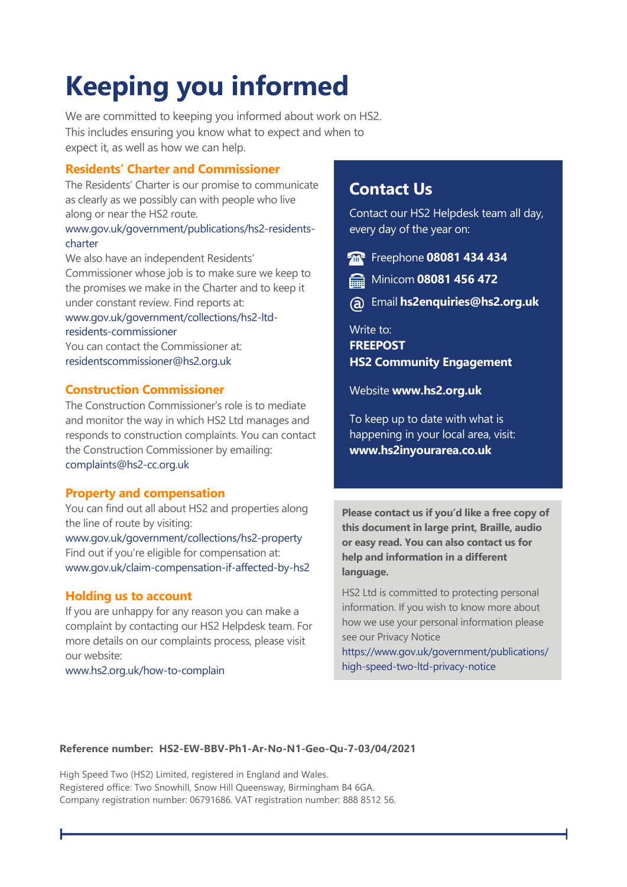# Keeping you informed

We are committed to keeping you informed about work on HS2. This includes ensuring you know what to expect and when to expect it, as well as how we can help.

## Residents' Charter and Commissioner

The Residents' Charter is our promise to communicate as clearly as we possibly can with people who live along or near the HS2 route.
www.gov.uk/government/publications/hs2-residents-charter

We also have an independent Residents' Commissioner whose job is to make sure we keep to the promises we make in the Charter and to keep it under constant review. Find reports at:
www.gov.uk/government/collections/hs2-ltd-residents-commissioner

You can contact the Commissioner at:
residentscommissioner@hs2.org.uk

## Construction Commissioner

The Construction Commissioner's role is to mediate and monitor the way in which HS2 Ltd manages and responds to construction complaints. You can contact the Construction Commissioner by emailing:
complaints@hs2-cc.org.uk

## Property and compensation

You can find out all about HS2 and properties along the line of route by visiting:
www.gov.uk/government/collections/hs2-property

Find out if you're eligible for compensation at:
www.gov.uk/claim-compensation-if-affected-by-hs2

## Holding us to account

If you are unhappy for any reason you can make a complaint by contacting our HS2 Helpdesk team. For more details on our complaints process, please visit our website:
www.hs2.org.uk/how-to-complain

## Contact Us

Contact our HS2 Helpdesk team all day, every day of the year on:

Freephone **08081 434 434**

Minicom **08081 456 472**

Email **hs2enquiries@hs2.org.uk**

Write to:
**FREEPOST**
**HS2 Community Engagement**

Website **www.hs2.org.uk**

To keep up to date with what is happening in your local area, visit:
**www.hs2inyourarea.co.uk**

**Please contact us if you'd like a free copy of this document in large print, Braille, audio or easy read. You can also contact us for help and information in a different language.**

HS2 Ltd is committed to protecting personal information. If you wish to know more about how we use your personal information please see our Privacy Notice
https://www.gov.uk/government/publications/high-speed-two-ltd-privacy-notice

**Reference number: HS2-EW-BBV-Ph1-Ar-No-N1-Geo-Qu-7-03/04/2021**

High Speed Two (HS2) Limited, registered in England and Wales.
Registered office: Two Snowhill, Snow Hill Queensway, Birmingham B4 6GA.
Company registration number: 06791686. VAT registration number: 888 8512 56.